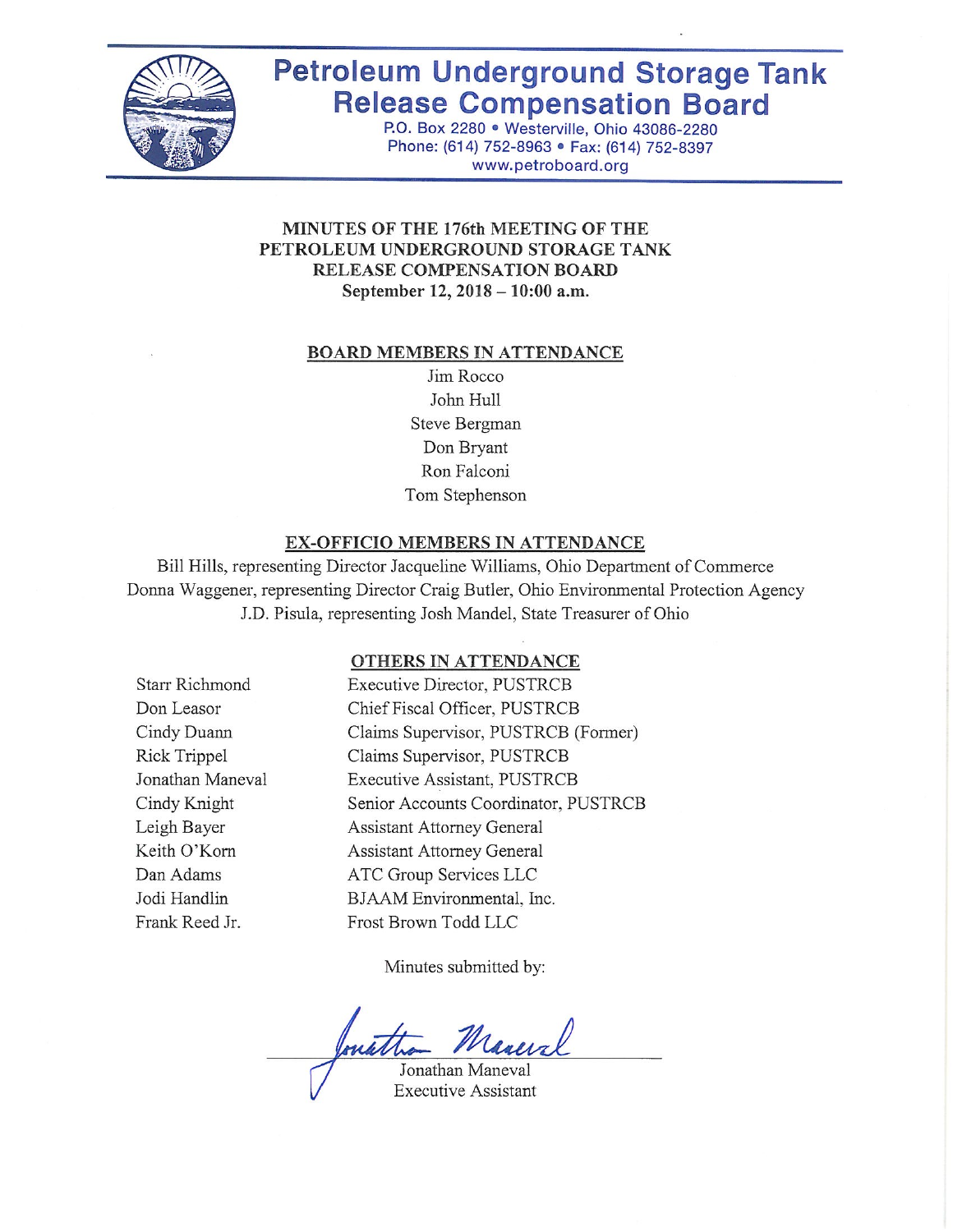# Petroleum Underground Storage Tank Release Compensation Board

P.O. Box 2280 • Westerville, Ohio 43086-2280
Phone: (614) 752-8963 • Fax: (614) 752-8397
www.petroboard.org

## MINUTES OF THE 176th MEETING OF THE PETROLEUM UNDERGROUND STORAGE TANK RELEASE COMPENSATION BOARD

**September 12, 2018 – 10:00 a.m.**

### BOARD MEMBERS IN ATTENDANCE

Jim Rocco
John Hull
Steve Bergman
Don Bryant
Ron Falconi
Tom Stephenson

### EX-OFFICIO MEMBERS IN ATTENDANCE

Bill Hills, representing Director Jacqueline Williams, Ohio Department of Commerce
Donna Waggener, representing Director Craig Butler, Ohio Environmental Protection Agency
J.D. Pisula, representing Josh Mandel, State Treasurer of Ohio

### OTHERS IN ATTENDANCE

| | |
|---|---|
| Starr Richmond | Executive Director, PUSTRCB |
| Don Leasor | Chief Fiscal Officer, PUSTRCB |
| Cindy Duann | Claims Supervisor, PUSTRCB (Former) |
| Rick Trippel | Claims Supervisor, PUSTRCB |
| Jonathan Maneval | Executive Assistant, PUSTRCB |
| Cindy Knight | Senior Accounts Coordinator, PUSTRCB |
| Leigh Bayer | Assistant Attorney General |
| Keith O'Korn | Assistant Attorney General |
| Dan Adams | ATC Group Services LLC |
| Jodi Handlin | BJAAM Environmental, Inc. |
| Frank Reed Jr. | Frost Brown Todd LLC |

Minutes submitted by:

Jonathan Maneval
Executive Assistant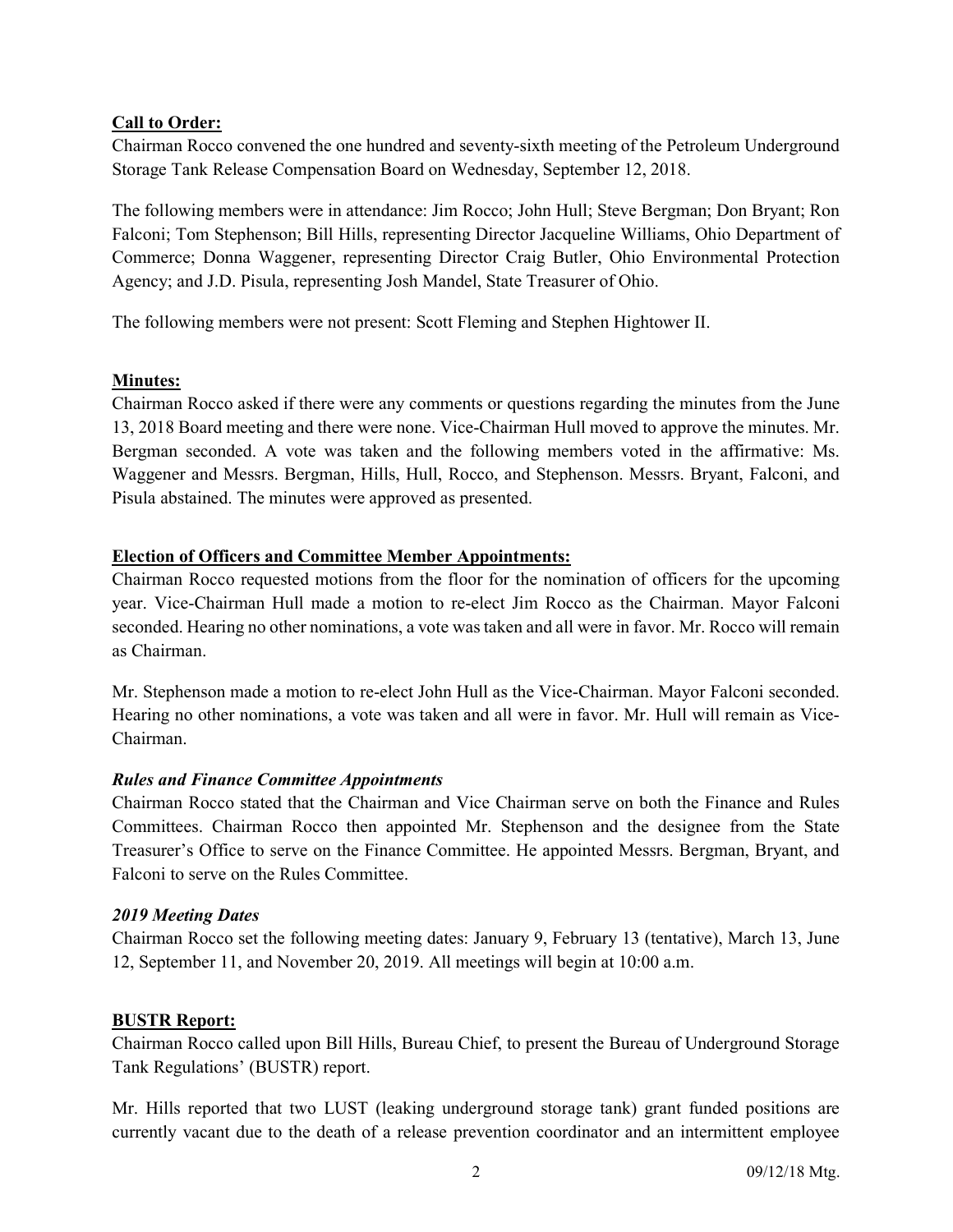## Call to Order:

Chairman Rocco convened the one hundred and seventy-sixth meeting of the Petroleum Underground Storage Tank Release Compensation Board on Wednesday, September 12, 2018.

The following members were in attendance: Jim Rocco; John Hull; Steve Bergman; Don Bryant; Ron Falconi; Tom Stephenson; Bill Hills, representing Director Jacqueline Williams, Ohio Department of Commerce; Donna Waggener, representing Director Craig Butler, Ohio Environmental Protection Agency; and J.D. Pisula, representing Josh Mandel, State Treasurer of Ohio.

The following members were not present: Scott Fleming and Stephen Hightower II.

## Minutes:

Chairman Rocco asked if there were any comments or questions regarding the minutes from the June 13, 2018 Board meeting and there were none. Vice-Chairman Hull moved to approve the minutes. Mr. Bergman seconded. A vote was taken and the following members voted in the affirmative: Ms. Waggener and Messrs. Bergman, Hills, Hull, Rocco, and Stephenson. Messrs. Bryant, Falconi, and Pisula abstained. The minutes were approved as presented.

## Election of Officers and Committee Member Appointments:

Chairman Rocco requested motions from the floor for the nomination of officers for the upcoming year. Vice-Chairman Hull made a motion to re-elect Jim Rocco as the Chairman. Mayor Falconi seconded. Hearing no other nominations, a vote was taken and all were in favor. Mr. Rocco will remain as Chairman.

Mr. Stephenson made a motion to re-elect John Hull as the Vice-Chairman. Mayor Falconi seconded. Hearing no other nominations, a vote was taken and all were in favor. Mr. Hull will remain as Vice-Chairman.

### *Rules and Finance Committee Appointments*

Chairman Rocco stated that the Chairman and Vice Chairman serve on both the Finance and Rules Committees. Chairman Rocco then appointed Mr. Stephenson and the designee from the State Treasurer's Office to serve on the Finance Committee. He appointed Messrs. Bergman, Bryant, and Falconi to serve on the Rules Committee.

### *2019 Meeting Dates*

Chairman Rocco set the following meeting dates: January 9, February 13 (tentative), March 13, June 12, September 11, and November 20, 2019. All meetings will begin at 10:00 a.m.

## BUSTR Report:

Chairman Rocco called upon Bill Hills, Bureau Chief, to present the Bureau of Underground Storage Tank Regulations' (BUSTR) report.

Mr. Hills reported that two LUST (leaking underground storage tank) grant funded positions are currently vacant due to the death of a release prevention coordinator and an intermittent employee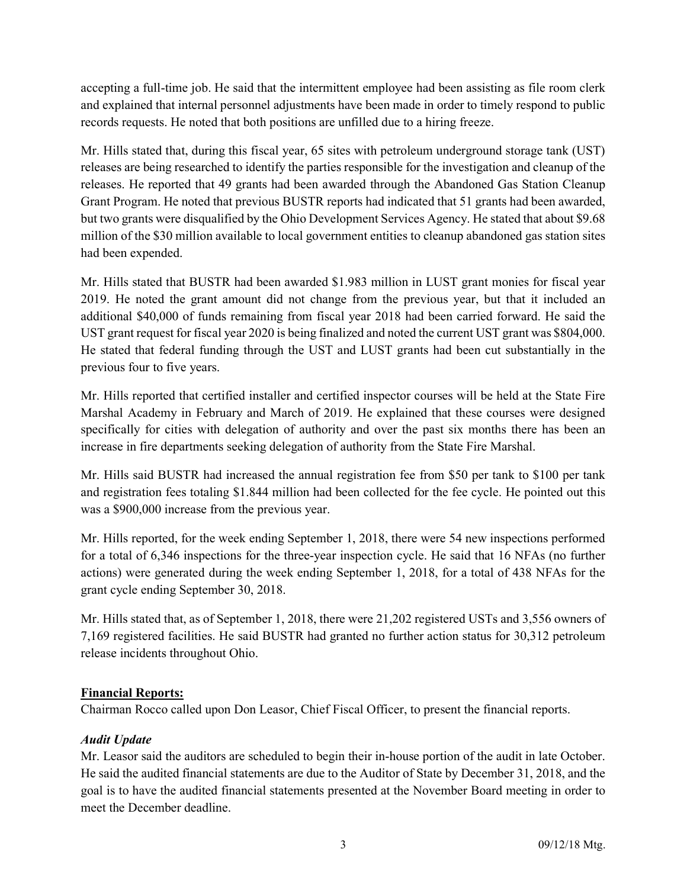accepting a full-time job. He said that the intermittent employee had been assisting as file room clerk and explained that internal personnel adjustments have been made in order to timely respond to public records requests. He noted that both positions are unfilled due to a hiring freeze.

Mr. Hills stated that, during this fiscal year, 65 sites with petroleum underground storage tank (UST) releases are being researched to identify the parties responsible for the investigation and cleanup of the releases. He reported that 49 grants had been awarded through the Abandoned Gas Station Cleanup Grant Program. He noted that previous BUSTR reports had indicated that 51 grants had been awarded, but two grants were disqualified by the Ohio Development Services Agency. He stated that about $9.68 million of the $30 million available to local government entities to cleanup abandoned gas station sites had been expended.

Mr. Hills stated that BUSTR had been awarded $1.983 million in LUST grant monies for fiscal year 2019. He noted the grant amount did not change from the previous year, but that it included an additional $40,000 of funds remaining from fiscal year 2018 had been carried forward. He said the UST grant request for fiscal year 2020 is being finalized and noted the current UST grant was $804,000. He stated that federal funding through the UST and LUST grants had been cut substantially in the previous four to five years.

Mr. Hills reported that certified installer and certified inspector courses will be held at the State Fire Marshal Academy in February and March of 2019. He explained that these courses were designed specifically for cities with delegation of authority and over the past six months there has been an increase in fire departments seeking delegation of authority from the State Fire Marshal.

Mr. Hills said BUSTR had increased the annual registration fee from $50 per tank to $100 per tank and registration fees totaling $1.844 million had been collected for the fee cycle. He pointed out this was a $900,000 increase from the previous year.

Mr. Hills reported, for the week ending September 1, 2018, there were 54 new inspections performed for a total of 6,346 inspections for the three-year inspection cycle. He said that 16 NFAs (no further actions) were generated during the week ending September 1, 2018, for a total of 438 NFAs for the grant cycle ending September 30, 2018.

Mr. Hills stated that, as of September 1, 2018, there were 21,202 registered USTs and 3,556 owners of 7,169 registered facilities. He said BUSTR had granted no further action status for 30,312 petroleum release incidents throughout Ohio.

**Financial Reports:**

Chairman Rocco called upon Don Leasor, Chief Fiscal Officer, to present the financial reports.

*Audit Update*

Mr. Leasor said the auditors are scheduled to begin their in-house portion of the audit in late October. He said the audited financial statements are due to the Auditor of State by December 31, 2018, and the goal is to have the audited financial statements presented at the November Board meeting in order to meet the December deadline.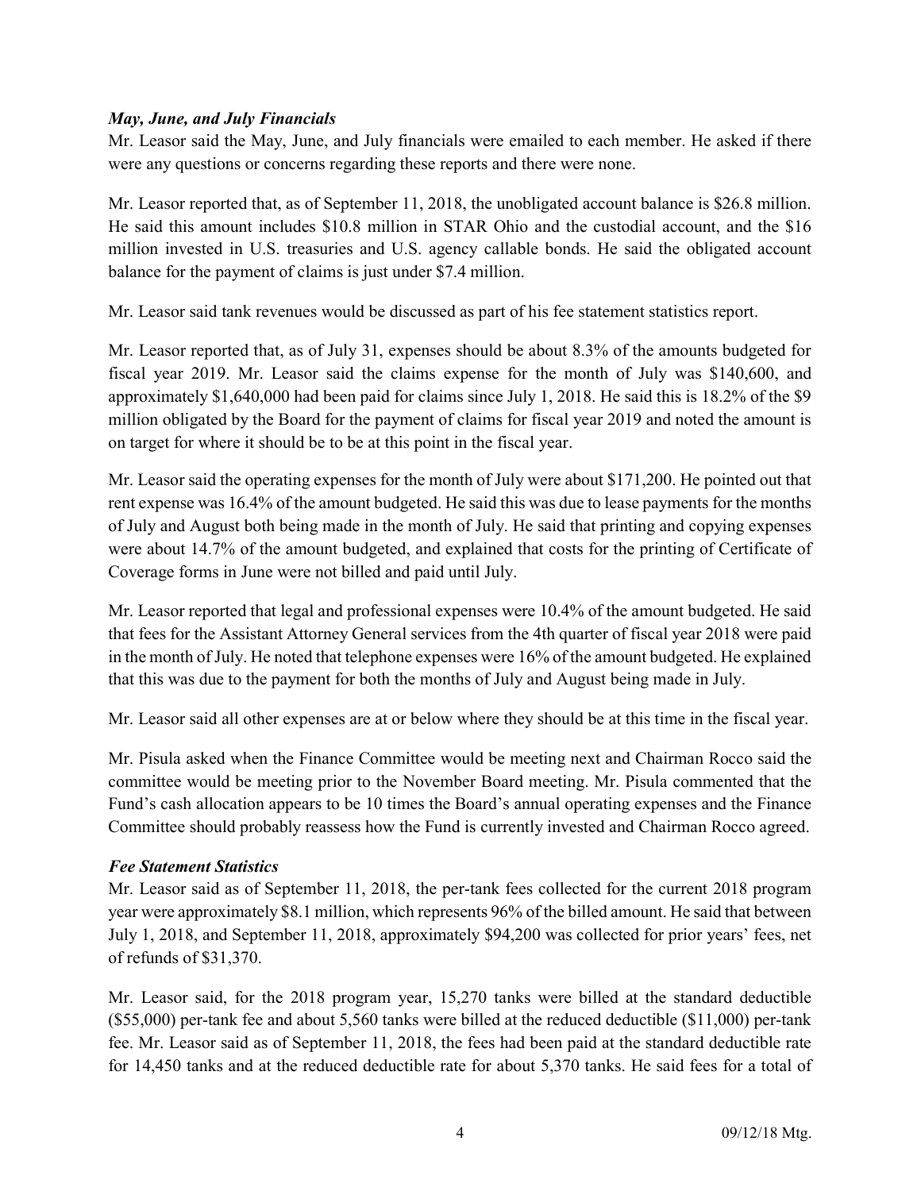### *May, June, and July Financials*

Mr. Leasor said the May, June, and July financials were emailed to each member. He asked if there were any questions or concerns regarding these reports and there were none.

Mr. Leasor reported that, as of September 11, 2018, the unobligated account balance is $26.8 million. He said this amount includes $10.8 million in STAR Ohio and the custodial account, and the $16 million invested in U.S. treasuries and U.S. agency callable bonds. He said the obligated account balance for the payment of claims is just under $7.4 million.

Mr. Leasor said tank revenues would be discussed as part of his fee statement statistics report.

Mr. Leasor reported that, as of July 31, expenses should be about 8.3% of the amounts budgeted for fiscal year 2019. Mr. Leasor said the claims expense for the month of July was $140,600, and approximately $1,640,000 had been paid for claims since July 1, 2018. He said this is 18.2% of the $9 million obligated by the Board for the payment of claims for fiscal year 2019 and noted the amount is on target for where it should be to be at this point in the fiscal year.

Mr. Leasor said the operating expenses for the month of July were about $171,200. He pointed out that rent expense was 16.4% of the amount budgeted. He said this was due to lease payments for the months of July and August both being made in the month of July. He said that printing and copying expenses were about 14.7% of the amount budgeted, and explained that costs for the printing of Certificate of Coverage forms in June were not billed and paid until July.

Mr. Leasor reported that legal and professional expenses were 10.4% of the amount budgeted. He said that fees for the Assistant Attorney General services from the 4th quarter of fiscal year 2018 were paid in the month of July. He noted that telephone expenses were 16% of the amount budgeted. He explained that this was due to the payment for both the months of July and August being made in July.

Mr. Leasor said all other expenses are at or below where they should be at this time in the fiscal year.

Mr. Pisula asked when the Finance Committee would be meeting next and Chairman Rocco said the committee would be meeting prior to the November Board meeting. Mr. Pisula commented that the Fund's cash allocation appears to be 10 times the Board's annual operating expenses and the Finance Committee should probably reassess how the Fund is currently invested and Chairman Rocco agreed.

### *Fee Statement Statistics*

Mr. Leasor said as of September 11, 2018, the per-tank fees collected for the current 2018 program year were approximately $8.1 million, which represents 96% of the billed amount. He said that between July 1, 2018, and September 11, 2018, approximately $94,200 was collected for prior years' fees, net of refunds of $31,370.

Mr. Leasor said, for the 2018 program year, 15,270 tanks were billed at the standard deductible ($55,000) per-tank fee and about 5,560 tanks were billed at the reduced deductible ($11,000) per-tank fee. Mr. Leasor said as of September 11, 2018, the fees had been paid at the standard deductible rate for 14,450 tanks and at the reduced deductible rate for about 5,370 tanks. He said fees for a total of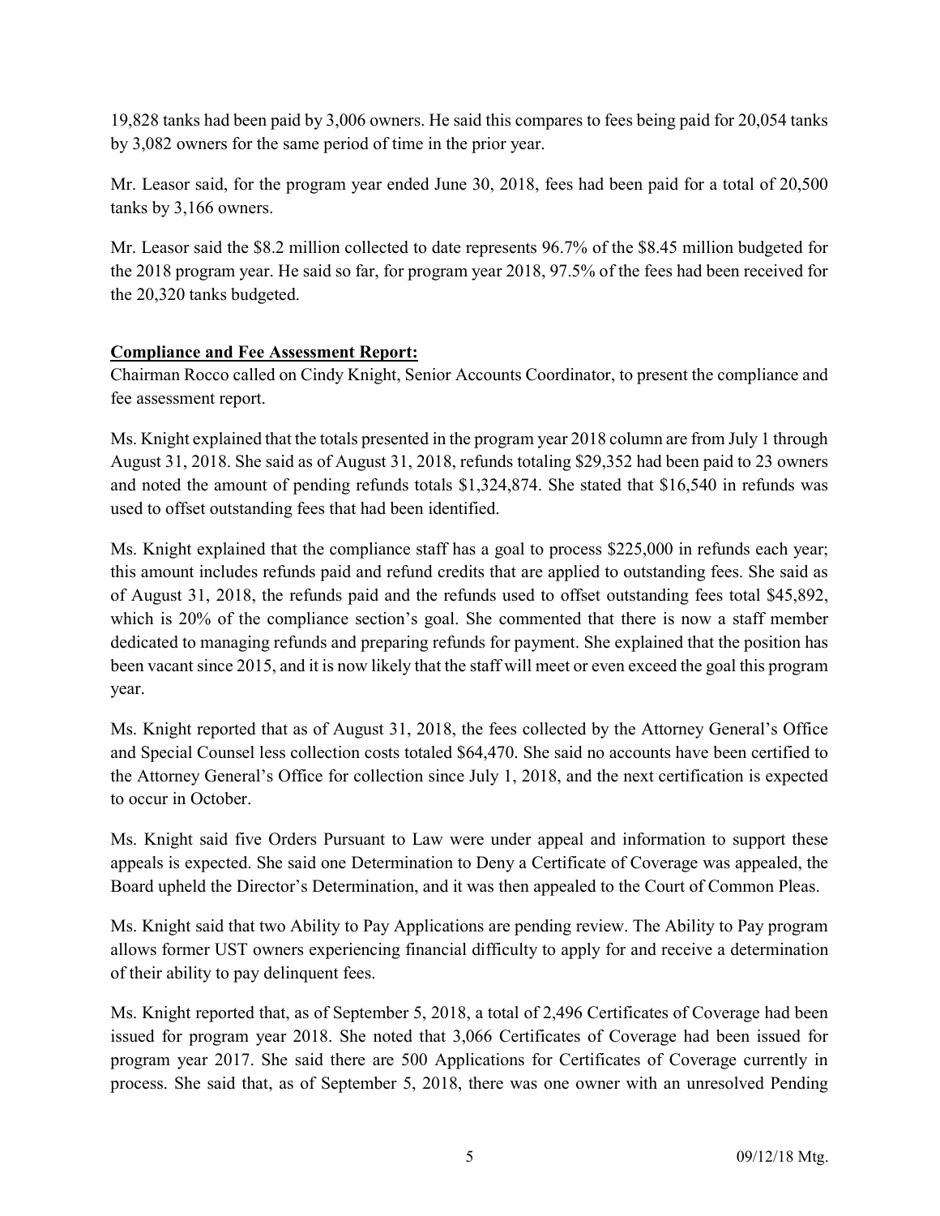19,828 tanks had been paid by 3,006 owners. He said this compares to fees being paid for 20,054 tanks by 3,082 owners for the same period of time in the prior year.

Mr. Leasor said, for the program year ended June 30, 2018, fees had been paid for a total of 20,500 tanks by 3,166 owners.

Mr. Leasor said the $8.2 million collected to date represents 96.7% of the $8.45 million budgeted for the 2018 program year. He said so far, for program year 2018, 97.5% of the fees had been received for the 20,320 tanks budgeted.

**Compliance and Fee Assessment Report:**

Chairman Rocco called on Cindy Knight, Senior Accounts Coordinator, to present the compliance and fee assessment report.

Ms. Knight explained that the totals presented in the program year 2018 column are from July 1 through August 31, 2018. She said as of August 31, 2018, refunds totaling $29,352 had been paid to 23 owners and noted the amount of pending refunds totals $1,324,874. She stated that $16,540 in refunds was used to offset outstanding fees that had been identified.

Ms. Knight explained that the compliance staff has a goal to process $225,000 in refunds each year; this amount includes refunds paid and refund credits that are applied to outstanding fees. She said as of August 31, 2018, the refunds paid and the refunds used to offset outstanding fees total $45,892, which is 20% of the compliance section's goal. She commented that there is now a staff member dedicated to managing refunds and preparing refunds for payment. She explained that the position has been vacant since 2015, and it is now likely that the staff will meet or even exceed the goal this program year.

Ms. Knight reported that as of August 31, 2018, the fees collected by the Attorney General's Office and Special Counsel less collection costs totaled $64,470. She said no accounts have been certified to the Attorney General's Office for collection since July 1, 2018, and the next certification is expected to occur in October.

Ms. Knight said five Orders Pursuant to Law were under appeal and information to support these appeals is expected. She said one Determination to Deny a Certificate of Coverage was appealed, the Board upheld the Director's Determination, and it was then appealed to the Court of Common Pleas.

Ms. Knight said that two Ability to Pay Applications are pending review. The Ability to Pay program allows former UST owners experiencing financial difficulty to apply for and receive a determination of their ability to pay delinquent fees.

Ms. Knight reported that, as of September 5, 2018, a total of 2,496 Certificates of Coverage had been issued for program year 2018. She noted that 3,066 Certificates of Coverage had been issued for program year 2017. She said there are 500 Applications for Certificates of Coverage currently in process. She said that, as of September 5, 2018, there was one owner with an unresolved Pending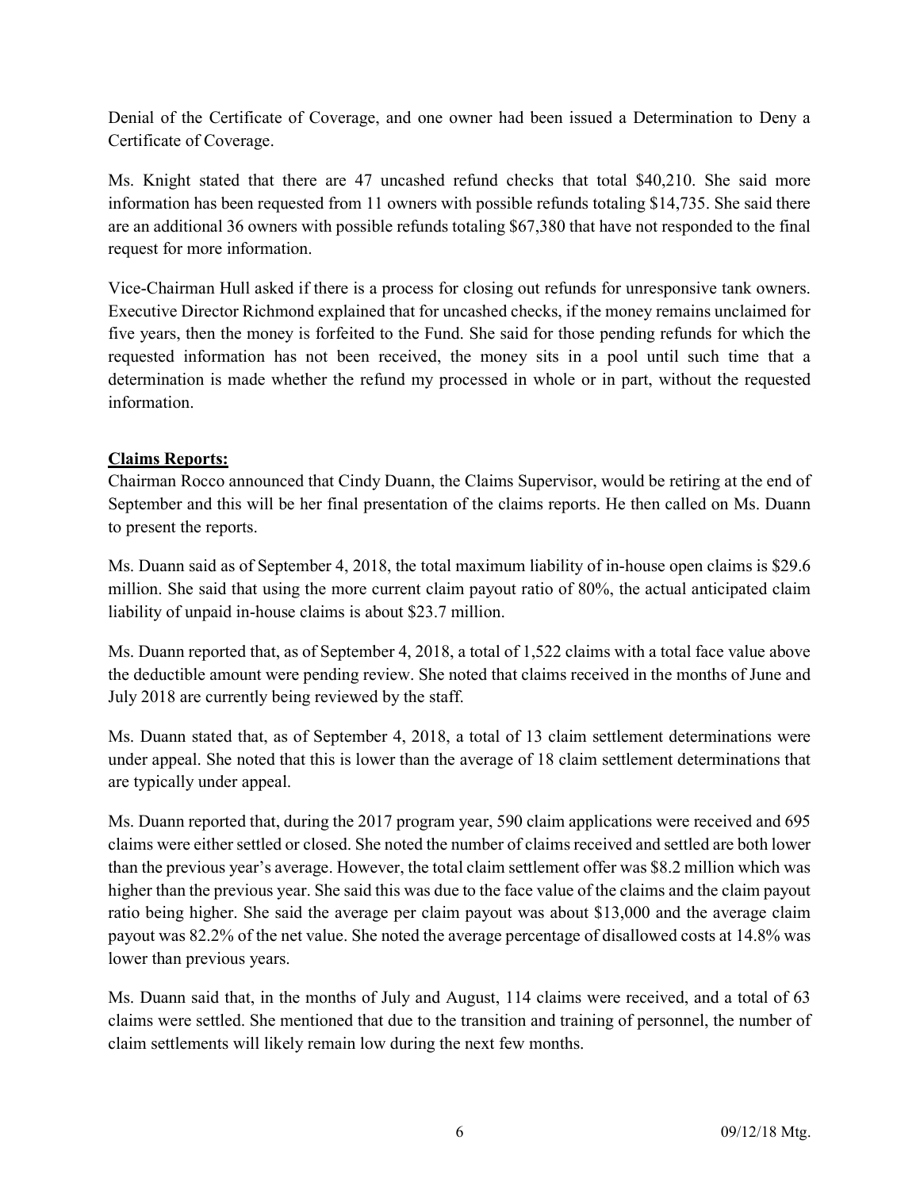Denial of the Certificate of Coverage, and one owner had been issued a Determination to Deny a Certificate of Coverage.

Ms. Knight stated that there are 47 uncashed refund checks that total $40,210. She said more information has been requested from 11 owners with possible refunds totaling $14,735. She said there are an additional 36 owners with possible refunds totaling $67,380 that have not responded to the final request for more information.

Vice-Chairman Hull asked if there is a process for closing out refunds for unresponsive tank owners. Executive Director Richmond explained that for uncashed checks, if the money remains unclaimed for five years, then the money is forfeited to the Fund. She said for those pending refunds for which the requested information has not been received, the money sits in a pool until such time that a determination is made whether the refund my processed in whole or in part, without the requested information.

**Claims Reports:**

Chairman Rocco announced that Cindy Duann, the Claims Supervisor, would be retiring at the end of September and this will be her final presentation of the claims reports. He then called on Ms. Duann to present the reports.

Ms. Duann said as of September 4, 2018, the total maximum liability of in-house open claims is $29.6 million. She said that using the more current claim payout ratio of 80%, the actual anticipated claim liability of unpaid in-house claims is about $23.7 million.

Ms. Duann reported that, as of September 4, 2018, a total of 1,522 claims with a total face value above the deductible amount were pending review. She noted that claims received in the months of June and July 2018 are currently being reviewed by the staff.

Ms. Duann stated that, as of September 4, 2018, a total of 13 claim settlement determinations were under appeal. She noted that this is lower than the average of 18 claim settlement determinations that are typically under appeal.

Ms. Duann reported that, during the 2017 program year, 590 claim applications were received and 695 claims were either settled or closed. She noted the number of claims received and settled are both lower than the previous year's average. However, the total claim settlement offer was $8.2 million which was higher than the previous year. She said this was due to the face value of the claims and the claim payout ratio being higher. She said the average per claim payout was about $13,000 and the average claim payout was 82.2% of the net value. She noted the average percentage of disallowed costs at 14.8% was lower than previous years.

Ms. Duann said that, in the months of July and August, 114 claims were received, and a total of 63 claims were settled. She mentioned that due to the transition and training of personnel, the number of claim settlements will likely remain low during the next few months.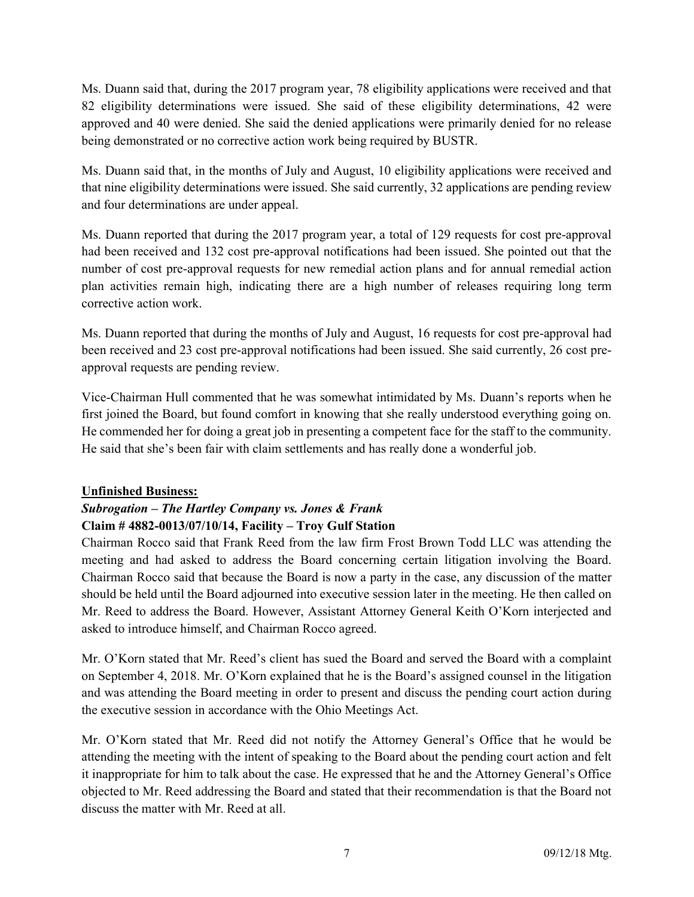Ms. Duann said that, during the 2017 program year, 78 eligibility applications were received and that 82 eligibility determinations were issued. She said of these eligibility determinations, 42 were approved and 40 were denied. She said the denied applications were primarily denied for no release being demonstrated or no corrective action work being required by BUSTR.

Ms. Duann said that, in the months of July and August, 10 eligibility applications were received and that nine eligibility determinations were issued. She said currently, 32 applications are pending review and four determinations are under appeal.

Ms. Duann reported that during the 2017 program year, a total of 129 requests for cost pre-approval had been received and 132 cost pre-approval notifications had been issued. She pointed out that the number of cost pre-approval requests for new remedial action plans and for annual remedial action plan activities remain high, indicating there are a high number of releases requiring long term corrective action work.

Ms. Duann reported that during the months of July and August, 16 requests for cost pre-approval had been received and 23 cost pre-approval notifications had been issued. She said currently, 26 cost pre-approval requests are pending review.

Vice-Chairman Hull commented that he was somewhat intimidated by Ms. Duann's reports when he first joined the Board, but found comfort in knowing that she really understood everything going on. He commended her for doing a great job in presenting a competent face for the staff to the community. He said that she's been fair with claim settlements and has really done a wonderful job.

**Unfinished Business:**

***Subrogation – The Hartley Company vs. Jones & Frank***

**Claim # 4882-0013/07/10/14, Facility – Troy Gulf Station**

Chairman Rocco said that Frank Reed from the law firm Frost Brown Todd LLC was attending the meeting and had asked to address the Board concerning certain litigation involving the Board. Chairman Rocco said that because the Board is now a party in the case, any discussion of the matter should be held until the Board adjourned into executive session later in the meeting. He then called on Mr. Reed to address the Board. However, Assistant Attorney General Keith O'Korn interjected and asked to introduce himself, and Chairman Rocco agreed.

Mr. O'Korn stated that Mr. Reed's client has sued the Board and served the Board with a complaint on September 4, 2018. Mr. O'Korn explained that he is the Board's assigned counsel in the litigation and was attending the Board meeting in order to present and discuss the pending court action during the executive session in accordance with the Ohio Meetings Act.

Mr. O'Korn stated that Mr. Reed did not notify the Attorney General's Office that he would be attending the meeting with the intent of speaking to the Board about the pending court action and felt it inappropriate for him to talk about the case. He expressed that he and the Attorney General's Office objected to Mr. Reed addressing the Board and stated that their recommendation is that the Board not discuss the matter with Mr. Reed at all.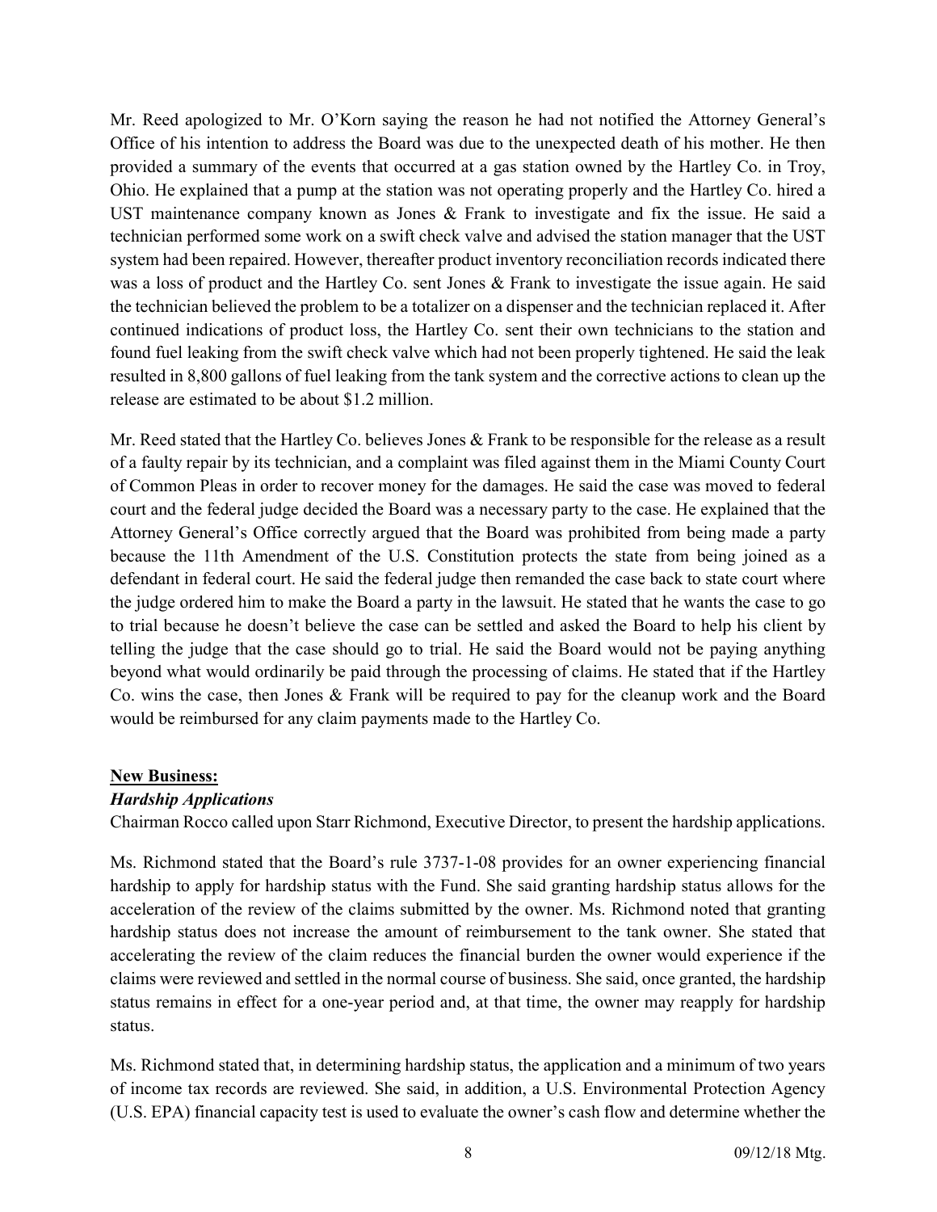Mr. Reed apologized to Mr. O'Korn saying the reason he had not notified the Attorney General's Office of his intention to address the Board was due to the unexpected death of his mother. He then provided a summary of the events that occurred at a gas station owned by the Hartley Co. in Troy, Ohio. He explained that a pump at the station was not operating properly and the Hartley Co. hired a UST maintenance company known as Jones & Frank to investigate and fix the issue. He said a technician performed some work on a swift check valve and advised the station manager that the UST system had been repaired. However, thereafter product inventory reconciliation records indicated there was a loss of product and the Hartley Co. sent Jones & Frank to investigate the issue again. He said the technician believed the problem to be a totalizer on a dispenser and the technician replaced it. After continued indications of product loss, the Hartley Co. sent their own technicians to the station and found fuel leaking from the swift check valve which had not been properly tightened. He said the leak resulted in 8,800 gallons of fuel leaking from the tank system and the corrective actions to clean up the release are estimated to be about $1.2 million.

Mr. Reed stated that the Hartley Co. believes Jones & Frank to be responsible for the release as a result of a faulty repair by its technician, and a complaint was filed against them in the Miami County Court of Common Pleas in order to recover money for the damages. He said the case was moved to federal court and the federal judge decided the Board was a necessary party to the case. He explained that the Attorney General's Office correctly argued that the Board was prohibited from being made a party because the 11th Amendment of the U.S. Constitution protects the state from being joined as a defendant in federal court. He said the federal judge then remanded the case back to state court where the judge ordered him to make the Board a party in the lawsuit. He stated that he wants the case to go to trial because he doesn't believe the case can be settled and asked the Board to help his client by telling the judge that the case should go to trial. He said the Board would not be paying anything beyond what would ordinarily be paid through the processing of claims. He stated that if the Hartley Co. wins the case, then Jones & Frank will be required to pay for the cleanup work and the Board would be reimbursed for any claim payments made to the Hartley Co.

## New Business:

### *Hardship Applications*

Chairman Rocco called upon Starr Richmond, Executive Director, to present the hardship applications.

Ms. Richmond stated that the Board's rule 3737-1-08 provides for an owner experiencing financial hardship to apply for hardship status with the Fund. She said granting hardship status allows for the acceleration of the review of the claims submitted by the owner. Ms. Richmond noted that granting hardship status does not increase the amount of reimbursement to the tank owner. She stated that accelerating the review of the claim reduces the financial burden the owner would experience if the claims were reviewed and settled in the normal course of business. She said, once granted, the hardship status remains in effect for a one-year period and, at that time, the owner may reapply for hardship status.

Ms. Richmond stated that, in determining hardship status, the application and a minimum of two years of income tax records are reviewed. She said, in addition, a U.S. Environmental Protection Agency (U.S. EPA) financial capacity test is used to evaluate the owner's cash flow and determine whether the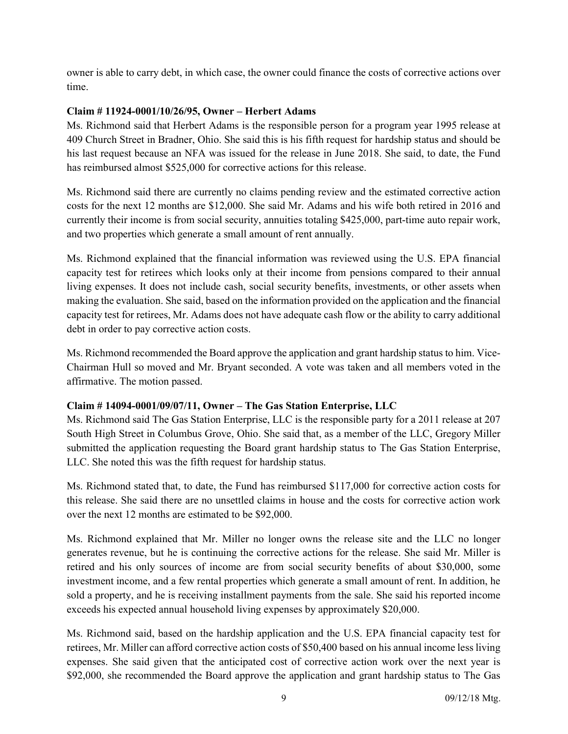owner is able to carry debt, in which case, the owner could finance the costs of corrective actions over time.

**Claim # 11924-0001/10/26/95, Owner – Herbert Adams**

Ms. Richmond said that Herbert Adams is the responsible person for a program year 1995 release at 409 Church Street in Bradner, Ohio. She said this is his fifth request for hardship status and should be his last request because an NFA was issued for the release in June 2018. She said, to date, the Fund has reimbursed almost $525,000 for corrective actions for this release.

Ms. Richmond said there are currently no claims pending review and the estimated corrective action costs for the next 12 months are $12,000. She said Mr. Adams and his wife both retired in 2016 and currently their income is from social security, annuities totaling $425,000, part-time auto repair work, and two properties which generate a small amount of rent annually.

Ms. Richmond explained that the financial information was reviewed using the U.S. EPA financial capacity test for retirees which looks only at their income from pensions compared to their annual living expenses. It does not include cash, social security benefits, investments, or other assets when making the evaluation. She said, based on the information provided on the application and the financial capacity test for retirees, Mr. Adams does not have adequate cash flow or the ability to carry additional debt in order to pay corrective action costs.

Ms. Richmond recommended the Board approve the application and grant hardship status to him. Vice-Chairman Hull so moved and Mr. Bryant seconded. A vote was taken and all members voted in the affirmative. The motion passed.

**Claim # 14094-0001/09/07/11, Owner – The Gas Station Enterprise, LLC**

Ms. Richmond said The Gas Station Enterprise, LLC is the responsible party for a 2011 release at 207 South High Street in Columbus Grove, Ohio. She said that, as a member of the LLC, Gregory Miller submitted the application requesting the Board grant hardship status to The Gas Station Enterprise, LLC. She noted this was the fifth request for hardship status.

Ms. Richmond stated that, to date, the Fund has reimbursed $117,000 for corrective action costs for this release. She said there are no unsettled claims in house and the costs for corrective action work over the next 12 months are estimated to be $92,000.

Ms. Richmond explained that Mr. Miller no longer owns the release site and the LLC no longer generates revenue, but he is continuing the corrective actions for the release. She said Mr. Miller is retired and his only sources of income are from social security benefits of about $30,000, some investment income, and a few rental properties which generate a small amount of rent. In addition, he sold a property, and he is receiving installment payments from the sale. She said his reported income exceeds his expected annual household living expenses by approximately $20,000.

Ms. Richmond said, based on the hardship application and the U.S. EPA financial capacity test for retirees, Mr. Miller can afford corrective action costs of $50,400 based on his annual income less living expenses. She said given that the anticipated cost of corrective action work over the next year is $92,000, she recommended the Board approve the application and grant hardship status to The Gas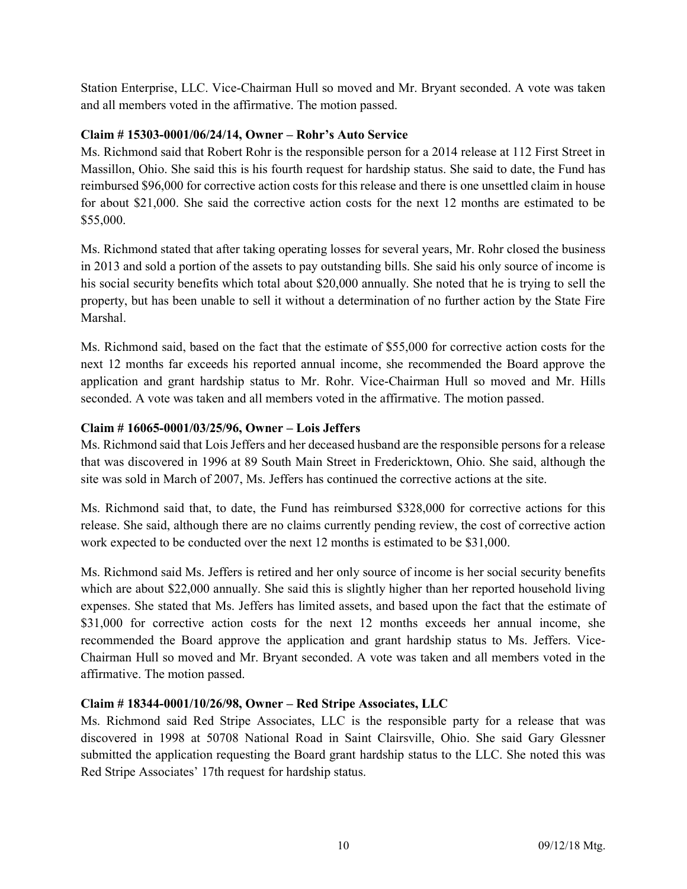Station Enterprise, LLC. Vice-Chairman Hull so moved and Mr. Bryant seconded. A vote was taken and all members voted in the affirmative. The motion passed.

**Claim # 15303-0001/06/24/14, Owner – Rohr's Auto Service**

Ms. Richmond said that Robert Rohr is the responsible person for a 2014 release at 112 First Street in Massillon, Ohio. She said this is his fourth request for hardship status. She said to date, the Fund has reimbursed $96,000 for corrective action costs for this release and there is one unsettled claim in house for about $21,000. She said the corrective action costs for the next 12 months are estimated to be $55,000.

Ms. Richmond stated that after taking operating losses for several years, Mr. Rohr closed the business in 2013 and sold a portion of the assets to pay outstanding bills. She said his only source of income is his social security benefits which total about $20,000 annually. She noted that he is trying to sell the property, but has been unable to sell it without a determination of no further action by the State Fire Marshal.

Ms. Richmond said, based on the fact that the estimate of $55,000 for corrective action costs for the next 12 months far exceeds his reported annual income, she recommended the Board approve the application and grant hardship status to Mr. Rohr. Vice-Chairman Hull so moved and Mr. Hills seconded. A vote was taken and all members voted in the affirmative. The motion passed.

**Claim # 16065-0001/03/25/96, Owner – Lois Jeffers**

Ms. Richmond said that Lois Jeffers and her deceased husband are the responsible persons for a release that was discovered in 1996 at 89 South Main Street in Fredericktown, Ohio. She said, although the site was sold in March of 2007, Ms. Jeffers has continued the corrective actions at the site.

Ms. Richmond said that, to date, the Fund has reimbursed $328,000 for corrective actions for this release. She said, although there are no claims currently pending review, the cost of corrective action work expected to be conducted over the next 12 months is estimated to be $31,000.

Ms. Richmond said Ms. Jeffers is retired and her only source of income is her social security benefits which are about $22,000 annually. She said this is slightly higher than her reported household living expenses. She stated that Ms. Jeffers has limited assets, and based upon the fact that the estimate of $31,000 for corrective action costs for the next 12 months exceeds her annual income, she recommended the Board approve the application and grant hardship status to Ms. Jeffers. Vice-Chairman Hull so moved and Mr. Bryant seconded. A vote was taken and all members voted in the affirmative. The motion passed.

**Claim # 18344-0001/10/26/98, Owner – Red Stripe Associates, LLC**

Ms. Richmond said Red Stripe Associates, LLC is the responsible party for a release that was discovered in 1998 at 50708 National Road in Saint Clairsville, Ohio. She said Gary Glessner submitted the application requesting the Board grant hardship status to the LLC. She noted this was Red Stripe Associates' 17th request for hardship status.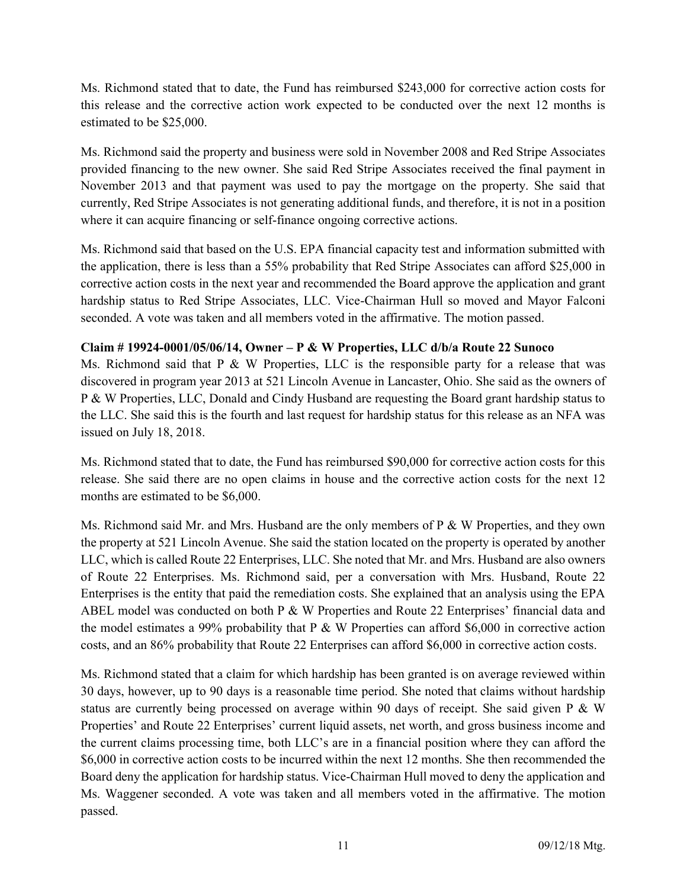Ms. Richmond stated that to date, the Fund has reimbursed $243,000 for corrective action costs for this release and the corrective action work expected to be conducted over the next 12 months is estimated to be $25,000.

Ms. Richmond said the property and business were sold in November 2008 and Red Stripe Associates provided financing to the new owner. She said Red Stripe Associates received the final payment in November 2013 and that payment was used to pay the mortgage on the property. She said that currently, Red Stripe Associates is not generating additional funds, and therefore, it is not in a position where it can acquire financing or self-finance ongoing corrective actions.

Ms. Richmond said that based on the U.S. EPA financial capacity test and information submitted with the application, there is less than a 55% probability that Red Stripe Associates can afford $25,000 in corrective action costs in the next year and recommended the Board approve the application and grant hardship status to Red Stripe Associates, LLC. Vice-Chairman Hull so moved and Mayor Falconi seconded. A vote was taken and all members voted in the affirmative. The motion passed.

**Claim # 19924-0001/05/06/14, Owner – P & W Properties, LLC d/b/a Route 22 Sunoco**

Ms. Richmond said that P & W Properties, LLC is the responsible party for a release that was discovered in program year 2013 at 521 Lincoln Avenue in Lancaster, Ohio. She said as the owners of P & W Properties, LLC, Donald and Cindy Husband are requesting the Board grant hardship status to the LLC. She said this is the fourth and last request for hardship status for this release as an NFA was issued on July 18, 2018.

Ms. Richmond stated that to date, the Fund has reimbursed $90,000 for corrective action costs for this release. She said there are no open claims in house and the corrective action costs for the next 12 months are estimated to be $6,000.

Ms. Richmond said Mr. and Mrs. Husband are the only members of P & W Properties, and they own the property at 521 Lincoln Avenue. She said the station located on the property is operated by another LLC, which is called Route 22 Enterprises, LLC. She noted that Mr. and Mrs. Husband are also owners of Route 22 Enterprises. Ms. Richmond said, per a conversation with Mrs. Husband, Route 22 Enterprises is the entity that paid the remediation costs. She explained that an analysis using the EPA ABEL model was conducted on both P & W Properties and Route 22 Enterprises' financial data and the model estimates a 99% probability that P & W Properties can afford $6,000 in corrective action costs, and an 86% probability that Route 22 Enterprises can afford $6,000 in corrective action costs.

Ms. Richmond stated that a claim for which hardship has been granted is on average reviewed within 30 days, however, up to 90 days is a reasonable time period. She noted that claims without hardship status are currently being processed on average within 90 days of receipt. She said given P & W Properties' and Route 22 Enterprises' current liquid assets, net worth, and gross business income and the current claims processing time, both LLC's are in a financial position where they can afford the $6,000 in corrective action costs to be incurred within the next 12 months. She then recommended the Board deny the application for hardship status. Vice-Chairman Hull moved to deny the application and Ms. Waggener seconded. A vote was taken and all members voted in the affirmative. The motion passed.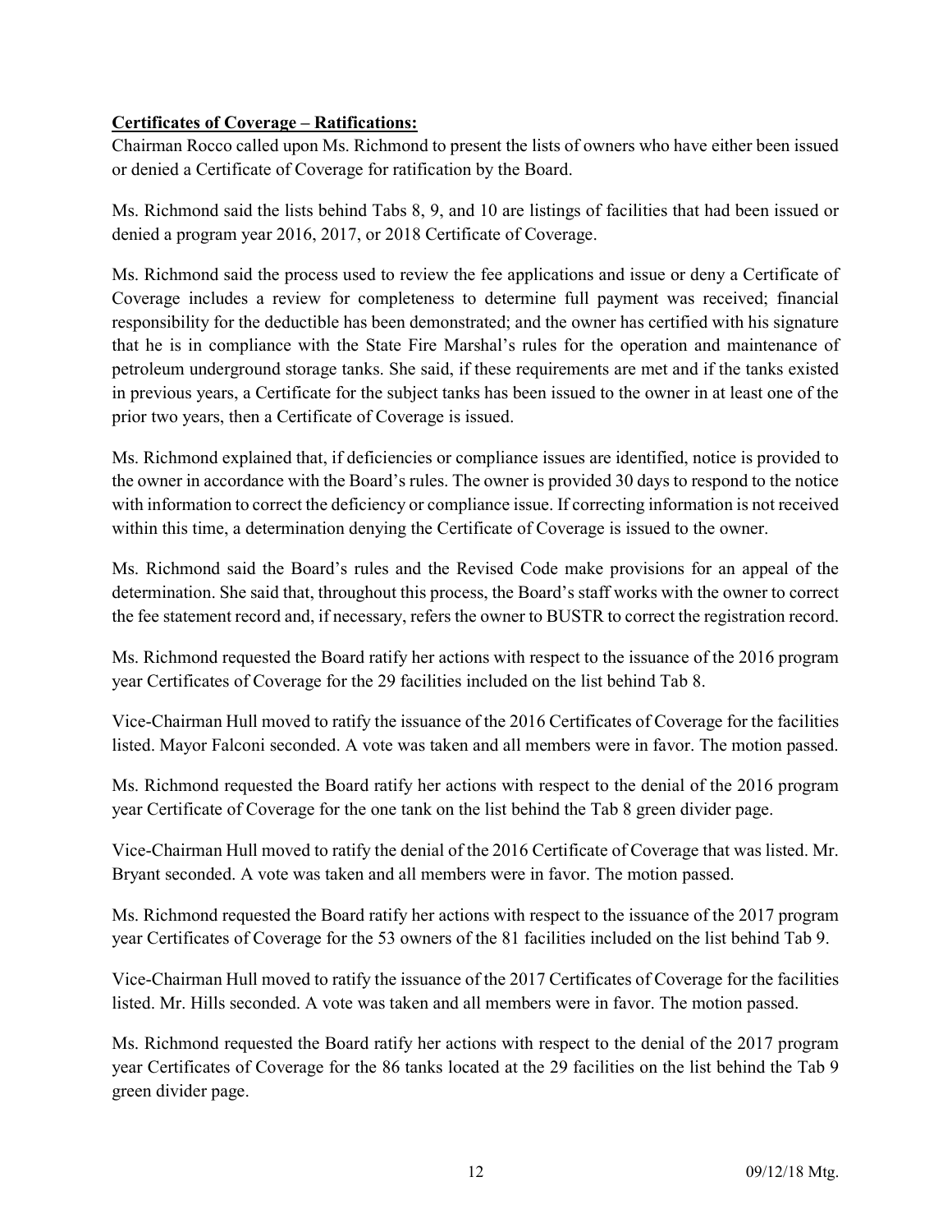**Certificates of Coverage – Ratifications:**

Chairman Rocco called upon Ms. Richmond to present the lists of owners who have either been issued or denied a Certificate of Coverage for ratification by the Board.

Ms. Richmond said the lists behind Tabs 8, 9, and 10 are listings of facilities that had been issued or denied a program year 2016, 2017, or 2018 Certificate of Coverage.

Ms. Richmond said the process used to review the fee applications and issue or deny a Certificate of Coverage includes a review for completeness to determine full payment was received; financial responsibility for the deductible has been demonstrated; and the owner has certified with his signature that he is in compliance with the State Fire Marshal's rules for the operation and maintenance of petroleum underground storage tanks. She said, if these requirements are met and if the tanks existed in previous years, a Certificate for the subject tanks has been issued to the owner in at least one of the prior two years, then a Certificate of Coverage is issued.

Ms. Richmond explained that, if deficiencies or compliance issues are identified, notice is provided to the owner in accordance with the Board's rules. The owner is provided 30 days to respond to the notice with information to correct the deficiency or compliance issue. If correcting information is not received within this time, a determination denying the Certificate of Coverage is issued to the owner.

Ms. Richmond said the Board's rules and the Revised Code make provisions for an appeal of the determination. She said that, throughout this process, the Board's staff works with the owner to correct the fee statement record and, if necessary, refers the owner to BUSTR to correct the registration record.

Ms. Richmond requested the Board ratify her actions with respect to the issuance of the 2016 program year Certificates of Coverage for the 29 facilities included on the list behind Tab 8.

Vice-Chairman Hull moved to ratify the issuance of the 2016 Certificates of Coverage for the facilities listed. Mayor Falconi seconded. A vote was taken and all members were in favor. The motion passed.

Ms. Richmond requested the Board ratify her actions with respect to the denial of the 2016 program year Certificate of Coverage for the one tank on the list behind the Tab 8 green divider page.

Vice-Chairman Hull moved to ratify the denial of the 2016 Certificate of Coverage that was listed. Mr. Bryant seconded. A vote was taken and all members were in favor. The motion passed.

Ms. Richmond requested the Board ratify her actions with respect to the issuance of the 2017 program year Certificates of Coverage for the 53 owners of the 81 facilities included on the list behind Tab 9.

Vice-Chairman Hull moved to ratify the issuance of the 2017 Certificates of Coverage for the facilities listed. Mr. Hills seconded. A vote was taken and all members were in favor. The motion passed.

Ms. Richmond requested the Board ratify her actions with respect to the denial of the 2017 program year Certificates of Coverage for the 86 tanks located at the 29 facilities on the list behind the Tab 9 green divider page.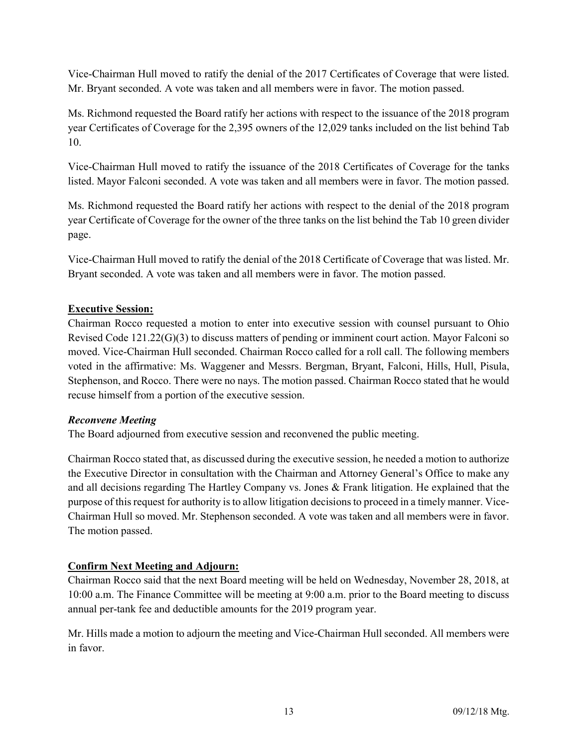Vice-Chairman Hull moved to ratify the denial of the 2017 Certificates of Coverage that were listed. Mr. Bryant seconded. A vote was taken and all members were in favor. The motion passed.

Ms. Richmond requested the Board ratify her actions with respect to the issuance of the 2018 program year Certificates of Coverage for the 2,395 owners of the 12,029 tanks included on the list behind Tab 10.

Vice-Chairman Hull moved to ratify the issuance of the 2018 Certificates of Coverage for the tanks listed. Mayor Falconi seconded. A vote was taken and all members were in favor. The motion passed.

Ms. Richmond requested the Board ratify her actions with respect to the denial of the 2018 program year Certificate of Coverage for the owner of the three tanks on the list behind the Tab 10 green divider page.

Vice-Chairman Hull moved to ratify the denial of the 2018 Certificate of Coverage that was listed. Mr. Bryant seconded. A vote was taken and all members were in favor. The motion passed.

## Executive Session:

Chairman Rocco requested a motion to enter into executive session with counsel pursuant to Ohio Revised Code 121.22(G)(3) to discuss matters of pending or imminent court action. Mayor Falconi so moved. Vice-Chairman Hull seconded. Chairman Rocco called for a roll call. The following members voted in the affirmative: Ms. Waggener and Messrs. Bergman, Bryant, Falconi, Hills, Hull, Pisula, Stephenson, and Rocco. There were no nays. The motion passed. Chairman Rocco stated that he would recuse himself from a portion of the executive session.

### *Reconvene Meeting*

The Board adjourned from executive session and reconvened the public meeting.

Chairman Rocco stated that, as discussed during the executive session, he needed a motion to authorize the Executive Director in consultation with the Chairman and Attorney General's Office to make any and all decisions regarding The Hartley Company vs. Jones & Frank litigation. He explained that the purpose of this request for authority is to allow litigation decisions to proceed in a timely manner. Vice-Chairman Hull so moved. Mr. Stephenson seconded. A vote was taken and all members were in favor. The motion passed.

## Confirm Next Meeting and Adjourn:

Chairman Rocco said that the next Board meeting will be held on Wednesday, November 28, 2018, at 10:00 a.m. The Finance Committee will be meeting at 9:00 a.m. prior to the Board meeting to discuss annual per-tank fee and deductible amounts for the 2019 program year.

Mr. Hills made a motion to adjourn the meeting and Vice-Chairman Hull seconded. All members were in favor.